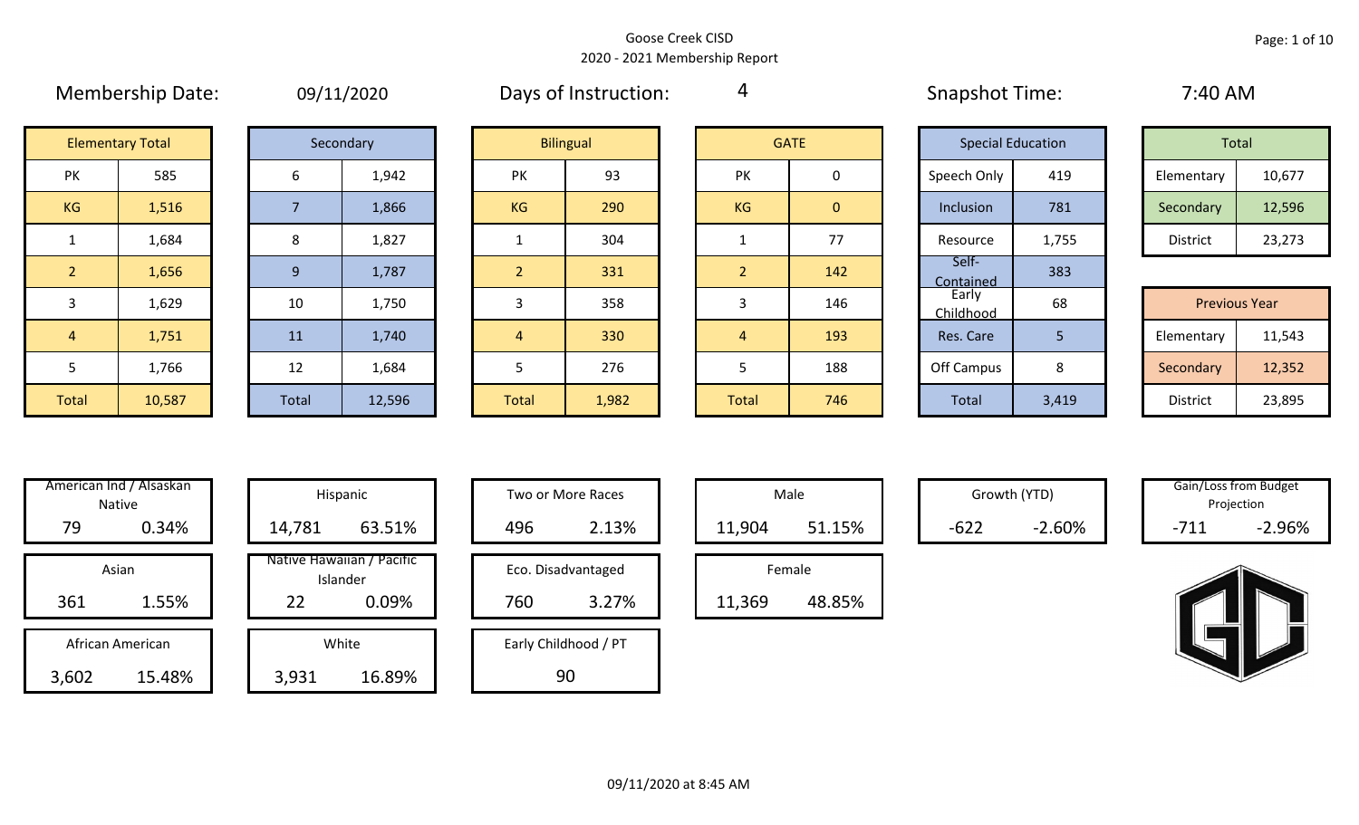Goose Creek CISD
2020 - 2021 Membership Report

Membership Date: 09/11/2020

Days of Instruction: 4

Snapshot Time: 7:40 AM

| Elementary Total | |
|---|---|
| PK | 585 |
| KG | 1,516 |
| 1 | 1,684 |
| 2 | 1,656 |
| 3 | 1,629 |
| 4 | 1,751 |
| 5 | 1,766 |
| Total | 10,587 |

| Secondary | |
|---|---|
| 6 | 1,942 |
| 7 | 1,866 |
| 8 | 1,827 |
| 9 | 1,787 |
| 10 | 1,750 |
| 11 | 1,740 |
| 12 | 1,684 |
| Total | 12,596 |

| Bilingual | |
|---|---|
| PK | 93 |
| KG | 290 |
| 1 | 304 |
| 2 | 331 |
| 3 | 358 |
| 4 | 330 |
| 5 | 276 |
| Total | 1,982 |

| GATE | |
|---|---|
| PK | 0 |
| KG | 0 |
| 1 | 77 |
| 2 | 142 |
| 3 | 146 |
| 4 | 193 |
| 5 | 188 |
| Total | 746 |

| Special Education | |
|---|---|
| Speech Only | 419 |
| Inclusion | 781 |
| Resource | 1,755 |
| Self-Contained | 383 |
| Early Childhood | 68 |
| Res. Care | 5 |
| Off Campus | 8 |
| Total | 3,419 |

| Total | |
|---|---|
| Elementary | 10,677 |
| Secondary | 12,596 |
| District | 23,273 |

| Previous Year | |
|---|---|
| Elementary | 11,543 |
| Secondary | 12,352 |
| District | 23,895 |

| Category | Count | Percent |
|---|---|---|
| American Ind / Alsaskan Native | 79 | 0.34% |
| Asian | 361 | 1.55% |
| African American | 3,602 | 15.48% |
| Hispanic | 14,781 | 63.51% |
| Native Hawaiian / Pacific Islander | 22 | 0.09% |
| White | 3,931 | 16.89% |
| Two or More Races | 496 | 2.13% |
| Eco. Disadvantaged | 760 | 3.27% |
| Early Childhood / PT | 90 | |
| Male | 11,904 | 51.15% |
| Female | 11,369 | 48.85% |
| Growth (YTD) | -622 | -2.60% |
| Gain/Loss from Budget Projection | -711 | -2.96% |

09/11/2020 at 8:45 AM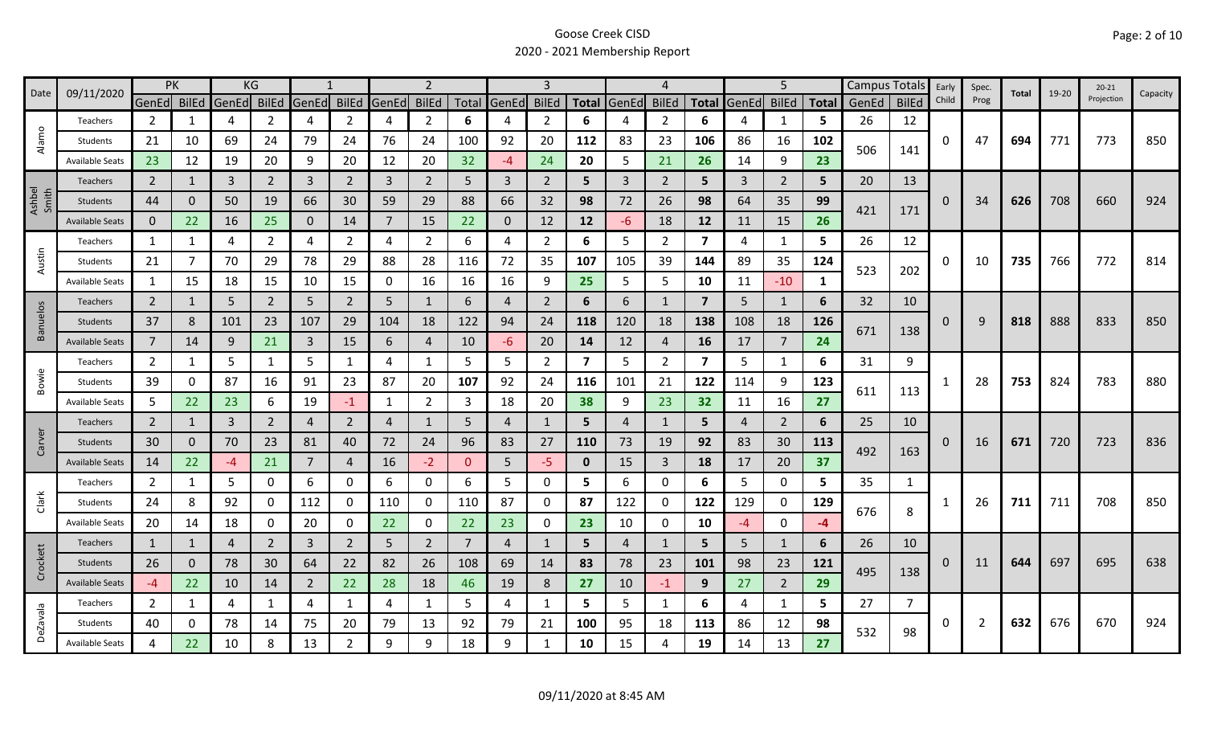Goose Creek CISD

2020 - 2021 Membership Report

| Date | 09/11/2020 | PK | | KG | | 1 | | 2 | | | 3 | | | 4 | | | 5 | | | Campus Totals | | Early Child | Spec. Prog | Total | 19-20 | 20-21 Projection | Capacity |
|---|---|---|---|---|---|---|---|---|---|---|---|---|---|---|---|---|---|---|---|---|---|---|---|---|---|---|---|
| | | GenEd | BilEd | GenEd | BilEd | GenEd | BilEd | GenEd | BilEd | Total | GenEd | BilEd | Total | GenEd | BilEd | Total | GenEd | BilEd | Total | GenEd | BilEd | | | | | | |
| Alamo | Teachers | 2 | 1 | 4 | 2 | 4 | 2 | 4 | 2 | 6 | 4 | 2 | 6 | 4 | 2 | 6 | 4 | 1 | 5 | 26 | 12 | 0 | 47 | 694 | 771 | 773 | 850 |
| | Students | 21 | 10 | 69 | 24 | 79 | 24 | 76 | 24 | 100 | 92 | 20 | 112 | 83 | 23 | 106 | 86 | 16 | 102 | 506 | 141 | | | | | | |
| | Available Seats | 23 | 12 | 19 | 20 | 9 | 20 | 12 | 20 | 32 | -4 | 24 | 20 | 5 | 21 | 26 | 14 | 9 | 23 | | | | | | | | |
| Ashbel Smith | Teachers | 2 | 1 | 3 | 2 | 3 | 2 | 3 | 2 | 5 | 3 | 2 | 5 | 3 | 2 | 5 | 3 | 2 | 5 | 20 | 13 | 0 | 34 | 626 | 708 | 660 | 924 |
| | Students | 44 | 0 | 50 | 19 | 66 | 30 | 59 | 29 | 88 | 66 | 32 | 98 | 72 | 26 | 98 | 64 | 35 | 99 | 421 | 171 | | | | | | |
| | Available Seats | 0 | 22 | 16 | 25 | 0 | 14 | 7 | 15 | 22 | 0 | 12 | 12 | -6 | 18 | 12 | 11 | 15 | 26 | | | | | | | | |
| Austin | Teachers | 1 | 1 | 4 | 2 | 4 | 2 | 4 | 2 | 6 | 4 | 2 | 6 | 5 | 2 | 7 | 4 | 1 | 5 | 26 | 12 | 0 | 10 | 735 | 766 | 772 | 814 |
| | Students | 21 | 7 | 70 | 29 | 78 | 29 | 88 | 28 | 116 | 72 | 35 | 107 | 105 | 39 | 144 | 89 | 35 | 124 | 523 | 202 | | | | | | |
| | Available Seats | 1 | 15 | 18 | 15 | 10 | 15 | 0 | 16 | 16 | 16 | 9 | 25 | 5 | 5 | 10 | 11 | -10 | 1 | | | | | | | | |
| Banuelos | Teachers | 2 | 1 | 5 | 2 | 5 | 2 | 5 | 1 | 6 | 4 | 2 | 6 | 6 | 1 | 7 | 5 | 1 | 6 | 32 | 10 | 0 | 9 | 818 | 888 | 833 | 850 |
| | Students | 37 | 8 | 101 | 23 | 107 | 29 | 104 | 18 | 122 | 94 | 24 | 118 | 120 | 18 | 138 | 108 | 18 | 126 | 671 | 138 | | | | | | |
| | Available Seats | 7 | 14 | 9 | 21 | 3 | 15 | 6 | 4 | 10 | -6 | 20 | 14 | 12 | 4 | 16 | 17 | 7 | 24 | | | | | | | | |
| Bowie | Teachers | 2 | 1 | 5 | 1 | 5 | 1 | 4 | 1 | 5 | 5 | 2 | 7 | 5 | 2 | 7 | 5 | 1 | 6 | 31 | 9 | 1 | 28 | 753 | 824 | 783 | 880 |
| | Students | 39 | 0 | 87 | 16 | 91 | 23 | 87 | 20 | 107 | 92 | 24 | 116 | 101 | 21 | 122 | 114 | 9 | 123 | 611 | 113 | | | | | | |
| | Available Seats | 5 | 22 | 23 | 6 | 19 | -1 | 1 | 2 | 3 | 18 | 20 | 38 | 9 | 23 | 32 | 11 | 16 | 27 | | | | | | | | |
| Carver | Teachers | 2 | 1 | 3 | 2 | 4 | 2 | 4 | 1 | 5 | 4 | 1 | 5 | 4 | 1 | 5 | 4 | 2 | 6 | 25 | 10 | 0 | 16 | 671 | 720 | 723 | 836 |
| | Students | 30 | 0 | 70 | 23 | 81 | 40 | 72 | 24 | 96 | 83 | 27 | 110 | 73 | 19 | 92 | 83 | 30 | 113 | 492 | 163 | | | | | | |
| | Available Seats | 14 | 22 | -4 | 21 | 7 | 4 | 16 | -2 | 0 | 5 | -5 | 0 | 15 | 3 | 18 | 17 | 20 | 37 | | | | | | | | |
| Clark | Teachers | 2 | 1 | 5 | 0 | 6 | 0 | 6 | 0 | 6 | 5 | 0 | 5 | 6 | 0 | 6 | 5 | 0 | 5 | 35 | 1 | 1 | 26 | 711 | 711 | 708 | 850 |
| | Students | 24 | 8 | 92 | 0 | 112 | 0 | 110 | 0 | 110 | 87 | 0 | 87 | 122 | 0 | 122 | 129 | 0 | 129 | 676 | 8 | | | | | | |
| | Available Seats | 20 | 14 | 18 | 0 | 20 | 0 | 22 | 0 | 22 | 23 | 0 | 23 | 10 | 0 | 10 | -4 | 0 | -4 | | | | | | | | |
| Crockett | Teachers | 1 | 1 | 4 | 2 | 3 | 2 | 5 | 2 | 7 | 4 | 1 | 5 | 4 | 1 | 5 | 5 | 1 | 6 | 26 | 10 | 0 | 11 | 644 | 697 | 695 | 638 |
| | Students | 26 | 0 | 78 | 30 | 64 | 22 | 82 | 26 | 108 | 69 | 14 | 83 | 78 | 23 | 101 | 98 | 23 | 121 | 495 | 138 | | | | | | |
| | Available Seats | -4 | 22 | 10 | 14 | 2 | 22 | 28 | 18 | 46 | 19 | 8 | 27 | 10 | -1 | 9 | 27 | 2 | 29 | | | | | | | | |
| DeZavala | Teachers | 2 | 1 | 4 | 1 | 4 | 1 | 4 | 1 | 5 | 4 | 1 | 5 | 5 | 1 | 6 | 4 | 1 | 5 | 27 | 7 | 0 | 2 | 632 | 676 | 670 | 924 |
| | Students | 40 | 0 | 78 | 14 | 75 | 20 | 79 | 13 | 92 | 79 | 21 | 100 | 95 | 18 | 113 | 86 | 12 | 98 | 532 | 98 | | | | | | |
| | Available Seats | 4 | 22 | 10 | 8 | 13 | 2 | 9 | 9 | 18 | 9 | 1 | 10 | 15 | 4 | 19 | 14 | 13 | 27 | | | | | | | | |

09/11/2020 at 8:45 AM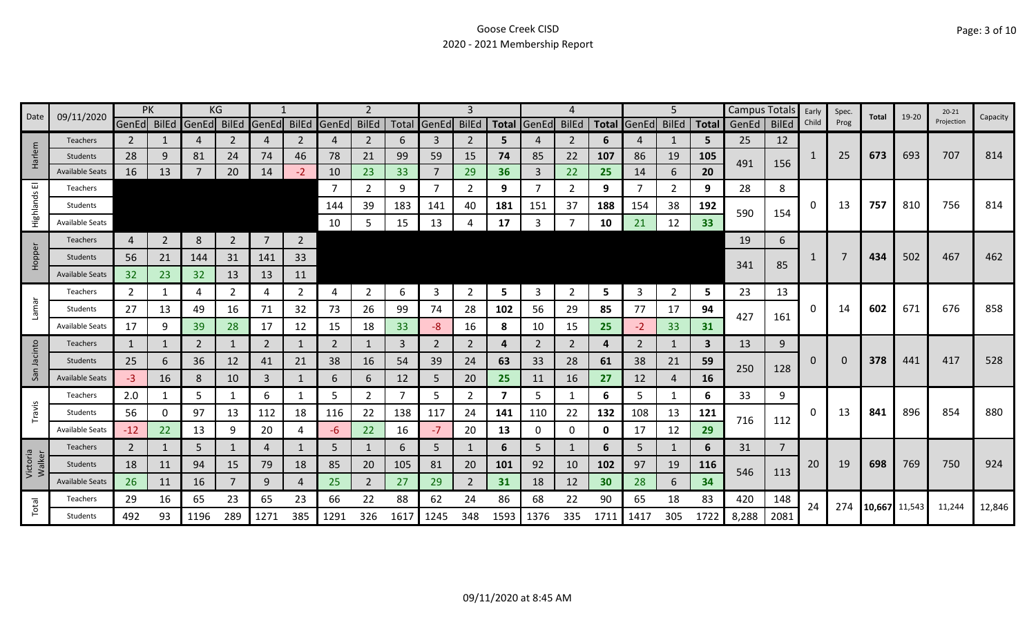# Goose Creek CISD
## 2020 - 2021 Membership Report

| Date | 09/11/2020 | PK | | KG | | 1 | | 2 | | | 3 | | | 4 | | | 5 | | | Campus Totals | | Early Child | Spec. Prog | Total | 19-20 | 20-21 Projection | Capacity |
|---|---|---|---|---|---|---|---|---|---|---|---|---|---|---|---|---|---|---|---|---|---|---|---|---|---|---|---|
| | | GenEd | BilEd | GenEd | BilEd | GenEd | BilEd | GenEd | BilEd | Total | GenEd | BilEd | Total | GenEd | BilEd | Total | GenEd | BilEd | Total | GenEd | BilEd | | | | | | |
| Harlem | Teachers | 2 | 1 | 4 | 2 | 4 | 2 | 4 | 2 | 6 | 3 | 2 | **5** | 4 | 2 | **6** | 4 | 1 | **5** | 25 | 12 | 1 | 25 | **673** | 693 | 707 | 814 |
| | Students | 28 | 9 | 81 | 24 | 74 | 46 | 78 | 21 | 99 | 59 | 15 | **74** | 85 | 22 | **107** | 86 | 19 | **105** | 491 | 156 | | | | | | |
| | Available Seats | 16 | 13 | 7 | 20 | 14 | -2 | 10 | 23 | 33 | 7 | 29 | **36** | 3 | 22 | **25** | 14 | 6 | **20** | | | | | | | | |
| Highlands El | Teachers | | | | | | | 7 | 2 | 9 | 7 | 2 | **9** | 7 | 2 | **9** | 7 | 2 | **9** | 28 | 8 | 0 | 13 | **757** | 810 | 756 | 814 |
| | Students | | | | | | | 144 | 39 | 183 | 141 | 40 | **181** | 151 | 37 | **188** | 154 | 38 | **192** | 590 | 154 | | | | | | |
| | Available Seats | | | | | | | 10 | 5 | 15 | 13 | 4 | **17** | 3 | 7 | **10** | 21 | 12 | **33** | | | | | | | | |
| Hopper | Teachers | 4 | 2 | 8 | 2 | 7 | 2 | | | | | | | | | | | | | 19 | 6 | 1 | 7 | **434** | 502 | 467 | 462 |
| | Students | 56 | 21 | 144 | 31 | 141 | 33 | | | | | | | | | | | | | 341 | 85 | | | | | | |
| | Available Seats | 32 | 23 | 32 | 13 | 13 | 11 | | | | | | | | | | | | | | | | | | | | |
| Lamar | Teachers | 2 | 1 | 4 | 2 | 4 | 2 | 4 | 2 | 6 | 3 | 2 | **5** | 3 | 2 | **5** | 3 | 2 | **5** | 23 | 13 | 0 | 14 | **602** | 671 | 676 | 858 |
| | Students | 27 | 13 | 49 | 16 | 71 | 32 | 73 | 26 | 99 | 74 | 28 | **102** | 56 | 29 | **85** | 77 | 17 | **94** | 427 | 161 | | | | | | |
| | Available Seats | 17 | 9 | 39 | 28 | 17 | 12 | 15 | 18 | 33 | -8 | 16 | **8** | 10 | 15 | **25** | -2 | 33 | **31** | | | | | | | | |
| San Jacinto | Teachers | 1 | 1 | 2 | 1 | 2 | 1 | 2 | 1 | 3 | 2 | 2 | **4** | 2 | 2 | **4** | 2 | 1 | **3** | 13 | 9 | 0 | 0 | **378** | 441 | 417 | 528 |
| | Students | 25 | 6 | 36 | 12 | 41 | 21 | 38 | 16 | 54 | 39 | 24 | **63** | 33 | 28 | **61** | 38 | 21 | **59** | 250 | 128 | | | | | | |
| | Available Seats | -3 | 16 | 8 | 10 | 3 | 1 | 6 | 6 | 12 | 5 | 20 | **25** | 11 | 16 | **27** | 12 | 4 | **16** | | | | | | | | |
| Travis | Teachers | 2.0 | 1 | 5 | 1 | 6 | 1 | 5 | 2 | 7 | 5 | 2 | **7** | 5 | 1 | **6** | 5 | 1 | **6** | 33 | 9 | 0 | 13 | **841** | 896 | 854 | 880 |
| | Students | 56 | 0 | 97 | 13 | 112 | 18 | 116 | 22 | 138 | 117 | 24 | **141** | 110 | 22 | **132** | 108 | 13 | **121** | 716 | 112 | | | | | | |
| | Available Seats | -12 | 22 | 13 | 9 | 20 | 4 | -6 | 22 | 16 | -7 | 20 | **13** | 0 | 0 | **0** | 17 | 12 | **29** | | | | | | | | |
| Victoria Walker | Teachers | 2 | 1 | 5 | 1 | 4 | 1 | 5 | 1 | 6 | 5 | 1 | **6** | 5 | 1 | **6** | 5 | 1 | **6** | 31 | 7 | 20 | 19 | **698** | 769 | 750 | 924 |
| | Students | 18 | 11 | 94 | 15 | 79 | 18 | 85 | 20 | 105 | 81 | 20 | **101** | 92 | 10 | **102** | 97 | 19 | **116** | 546 | 113 | | | | | | |
| | Available Seats | 26 | 11 | 16 | 7 | 9 | 4 | 25 | 2 | 27 | 29 | 2 | **31** | 18 | 12 | **30** | 28 | 6 | **34** | | | | | | | | |
| Total | Teachers | 29 | 16 | 65 | 23 | 65 | 23 | 66 | 22 | 88 | 62 | 24 | 86 | 68 | 22 | 90 | 65 | 18 | 83 | 420 | 148 | 24 | 274 | **10,667** | 11,543 | 11,244 | 12,846 |
| | Students | 492 | 93 | 1196 | 289 | 1271 | 385 | 1291 | 326 | 1617 | 1245 | 348 | 1593 | 1376 | 335 | 1711 | 1417 | 305 | 1722 | 8,288 | 2081 | | | | | | |

09/11/2020 at 8:45 AM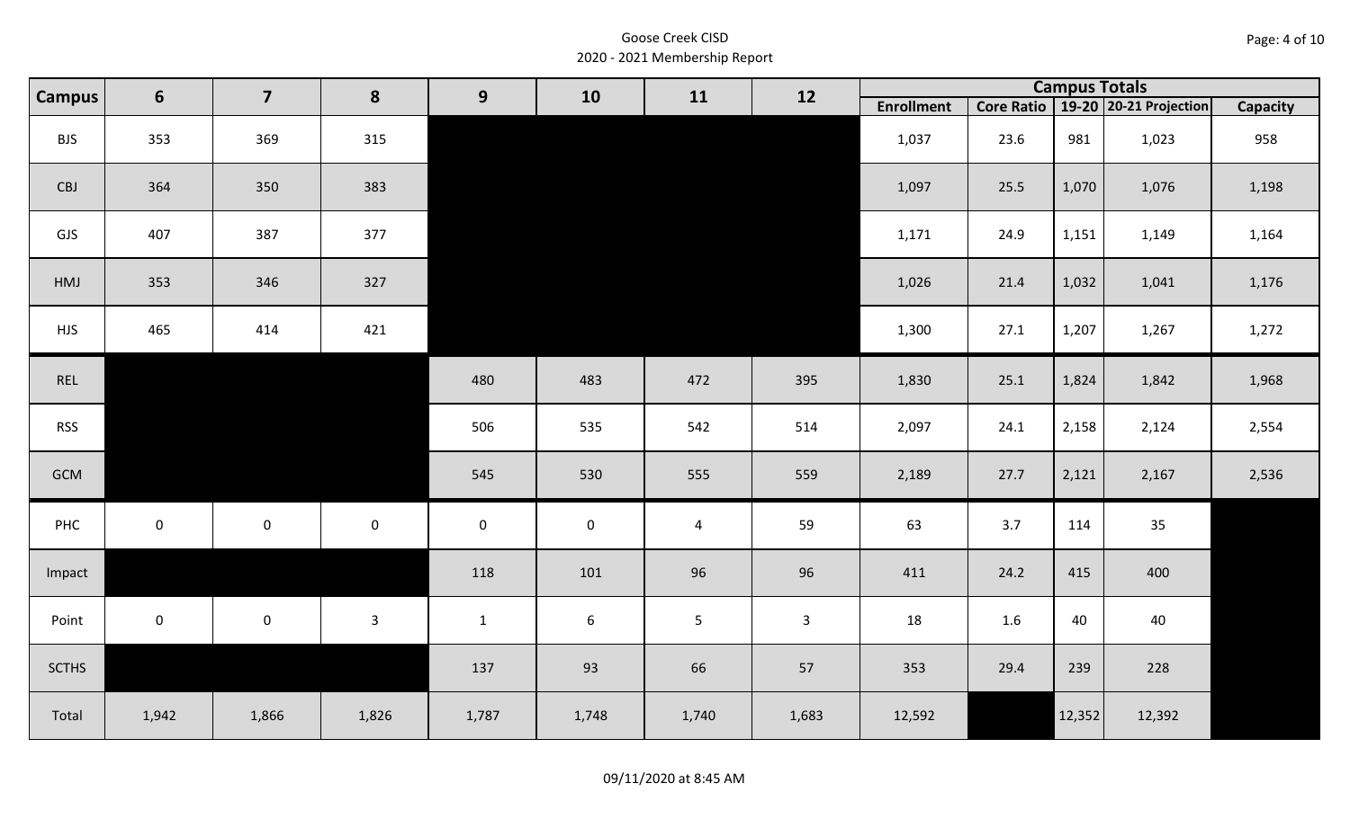Goose Creek CISD
2020 - 2021 Membership Report

| Campus | 6 | 7 | 8 | 9 | 10 | 11 | 12 | Campus Totals | | | | |
|---|---|---|---|---|---|---|---|---|---|---|---|---|
| | | | | | | | | Enrollment | Core Ratio | 19-20 | 20-21 Projection | Capacity |
| BJS | 353 | 369 | 315 | | | | | 1,037 | 23.6 | 981 | 1,023 | 958 |
| CBJ | 364 | 350 | 383 | | | | | 1,097 | 25.5 | 1,070 | 1,076 | 1,198 |
| GJS | 407 | 387 | 377 | | | | | 1,171 | 24.9 | 1,151 | 1,149 | 1,164 |
| HMJ | 353 | 346 | 327 | | | | | 1,026 | 21.4 | 1,032 | 1,041 | 1,176 |
| HJS | 465 | 414 | 421 | | | | | 1,300 | 27.1 | 1,207 | 1,267 | 1,272 |
| REL | | | | 480 | 483 | 472 | 395 | 1,830 | 25.1 | 1,824 | 1,842 | 1,968 |
| RSS | | | | 506 | 535 | 542 | 514 | 2,097 | 24.1 | 2,158 | 2,124 | 2,554 |
| GCM | | | | 545 | 530 | 555 | 559 | 2,189 | 27.7 | 2,121 | 2,167 | 2,536 |
| PHC | 0 | 0 | 0 | 0 | 0 | 4 | 59 | 63 | 3.7 | 114 | 35 | |
| Impact | | | | 118 | 101 | 96 | 96 | 411 | 24.2 | 415 | 400 | |
| Point | 0 | 0 | 3 | 1 | 6 | 5 | 3 | 18 | 1.6 | 40 | 40 | |
| SCTHS | | | | 137 | 93 | 66 | 57 | 353 | 29.4 | 239 | 228 | |
| Total | 1,942 | 1,866 | 1,826 | 1,787 | 1,748 | 1,740 | 1,683 | 12,592 | | 12,352 | 12,392 | |

09/11/2020 at 8:45 AM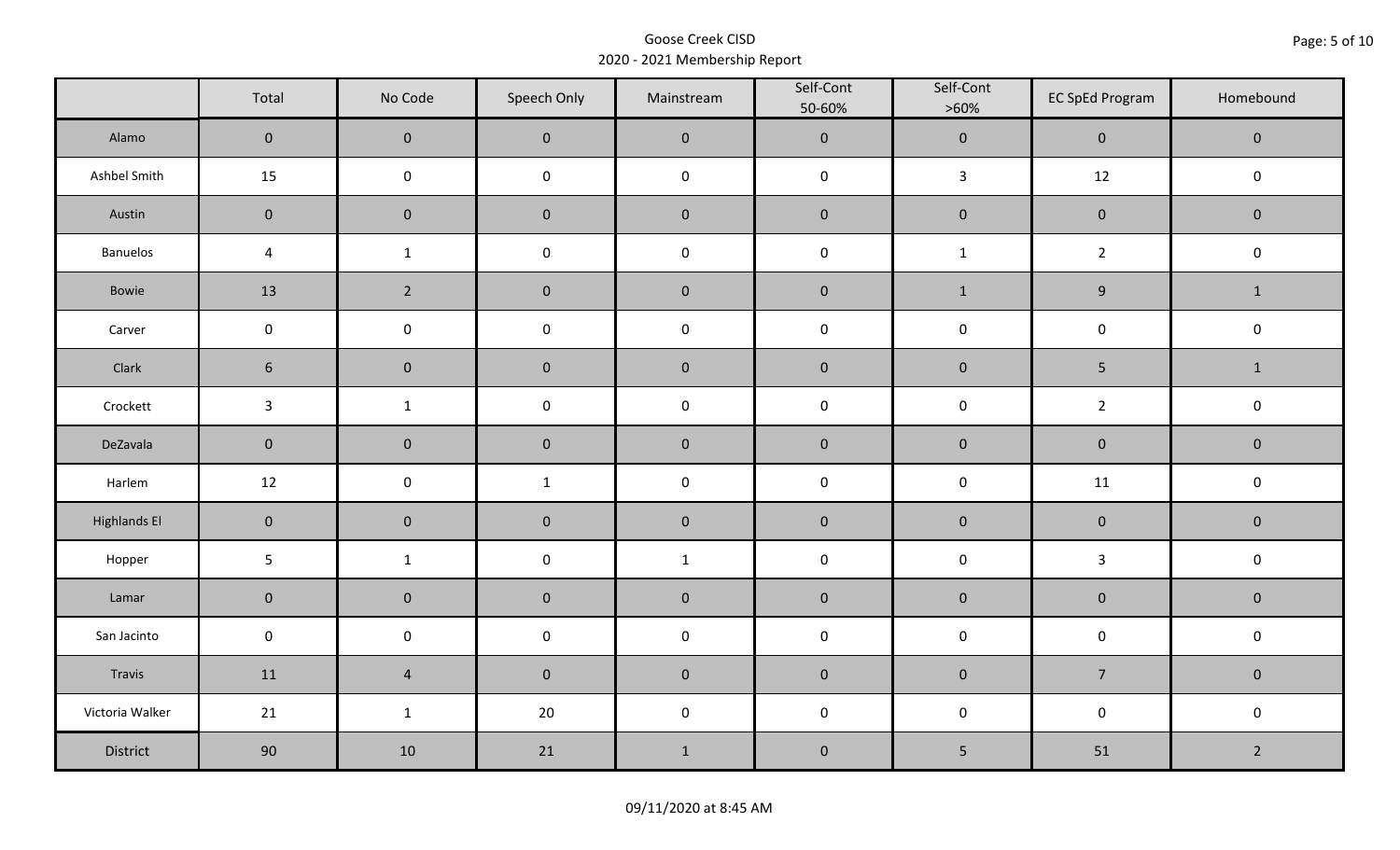Goose Creek CISD
2020 - 2021 Membership Report

|  | Total | No Code | Speech Only | Mainstream | Self-Cont 50-60% | Self-Cont >60% | EC SpEd Program | Homebound |
|---|---|---|---|---|---|---|---|---|
| Alamo | 0 | 0 | 0 | 0 | 0 | 0 | 0 | 0 |
| Ashbel Smith | 15 | 0 | 0 | 0 | 0 | 3 | 12 | 0 |
| Austin | 0 | 0 | 0 | 0 | 0 | 0 | 0 | 0 |
| Banuelos | 4 | 1 | 0 | 0 | 0 | 1 | 2 | 0 |
| Bowie | 13 | 2 | 0 | 0 | 0 | 1 | 9 | 1 |
| Carver | 0 | 0 | 0 | 0 | 0 | 0 | 0 | 0 |
| Clark | 6 | 0 | 0 | 0 | 0 | 0 | 5 | 1 |
| Crockett | 3 | 1 | 0 | 0 | 0 | 0 | 2 | 0 |
| DeZavala | 0 | 0 | 0 | 0 | 0 | 0 | 0 | 0 |
| Harlem | 12 | 0 | 1 | 0 | 0 | 0 | 11 | 0 |
| Highlands El | 0 | 0 | 0 | 0 | 0 | 0 | 0 | 0 |
| Hopper | 5 | 1 | 0 | 1 | 0 | 0 | 3 | 0 |
| Lamar | 0 | 0 | 0 | 0 | 0 | 0 | 0 | 0 |
| San Jacinto | 0 | 0 | 0 | 0 | 0 | 0 | 0 | 0 |
| Travis | 11 | 4 | 0 | 0 | 0 | 0 | 7 | 0 |
| Victoria Walker | 21 | 1 | 20 | 0 | 0 | 0 | 0 | 0 |
| District | 90 | 10 | 21 | 1 | 0 | 5 | 51 | 2 |

09/11/2020 at 8:45 AM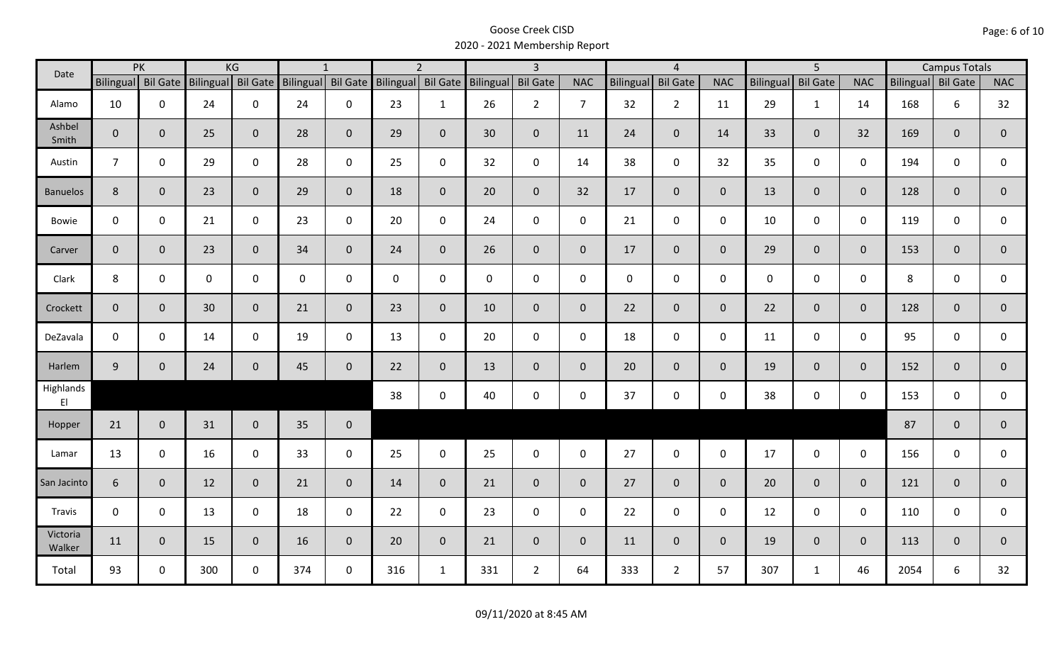# Goose Creek CISD
## 2020 - 2021 Membership Report

| Date | PK | | KG | | 1 | | 2 | | 3 | | | 4 | | | 5 | | | Campus Totals | | |
|---|---|---|---|---|---|---|---|---|---|---|---|---|---|---|---|---|---|---|---|---|
| | Bilingual | Bil Gate | Bilingual | Bil Gate | Bilingual | Bil Gate | Bilingual | Bil Gate | Bilingual | Bil Gate | NAC | Bilingual | Bil Gate | NAC | Bilingual | Bil Gate | NAC | Bilingual | Bil Gate | NAC |
| Alamo | 10 | 0 | 24 | 0 | 24 | 0 | 23 | 1 | 26 | 2 | 7 | 32 | 2 | 11 | 29 | 1 | 14 | 168 | 6 | 32 |
| Ashbel Smith | 0 | 0 | 25 | 0 | 28 | 0 | 29 | 0 | 30 | 0 | 11 | 24 | 0 | 14 | 33 | 0 | 32 | 169 | 0 | 0 |
| Austin | 7 | 0 | 29 | 0 | 28 | 0 | 25 | 0 | 32 | 0 | 14 | 38 | 0 | 32 | 35 | 0 | 0 | 194 | 0 | 0 |
| Banuelos | 8 | 0 | 23 | 0 | 29 | 0 | 18 | 0 | 20 | 0 | 32 | 17 | 0 | 0 | 13 | 0 | 0 | 128 | 0 | 0 |
| Bowie | 0 | 0 | 21 | 0 | 23 | 0 | 20 | 0 | 24 | 0 | 0 | 21 | 0 | 0 | 10 | 0 | 0 | 119 | 0 | 0 |
| Carver | 0 | 0 | 23 | 0 | 34 | 0 | 24 | 0 | 26 | 0 | 0 | 17 | 0 | 0 | 29 | 0 | 0 | 153 | 0 | 0 |
| Clark | 8 | 0 | 0 | 0 | 0 | 0 | 0 | 0 | 0 | 0 | 0 | 0 | 0 | 0 | 0 | 0 | 0 | 8 | 0 | 0 |
| Crockett | 0 | 0 | 30 | 0 | 21 | 0 | 23 | 0 | 10 | 0 | 0 | 22 | 0 | 0 | 22 | 0 | 0 | 128 | 0 | 0 |
| DeZavala | 0 | 0 | 14 | 0 | 19 | 0 | 13 | 0 | 20 | 0 | 0 | 18 | 0 | 0 | 11 | 0 | 0 | 95 | 0 | 0 |
| Harlem | 9 | 0 | 24 | 0 | 45 | 0 | 22 | 0 | 13 | 0 | 0 | 20 | 0 | 0 | 19 | 0 | 0 | 152 | 0 | 0 |
| Highlands El | | | | | | | 38 | 0 | 40 | 0 | 0 | 37 | 0 | 0 | 38 | 0 | 0 | 153 | 0 | 0 |
| Hopper | 21 | 0 | 31 | 0 | 35 | 0 | | | | | | | | | | | | 87 | 0 | 0 |
| Lamar | 13 | 0 | 16 | 0 | 33 | 0 | 25 | 0 | 25 | 0 | 0 | 27 | 0 | 0 | 17 | 0 | 0 | 156 | 0 | 0 |
| San Jacinto | 6 | 0 | 12 | 0 | 21 | 0 | 14 | 0 | 21 | 0 | 0 | 27 | 0 | 0 | 20 | 0 | 0 | 121 | 0 | 0 |
| Travis | 0 | 0 | 13 | 0 | 18 | 0 | 22 | 0 | 23 | 0 | 0 | 22 | 0 | 0 | 12 | 0 | 0 | 110 | 0 | 0 |
| Victoria Walker | 11 | 0 | 15 | 0 | 16 | 0 | 20 | 0 | 21 | 0 | 0 | 11 | 0 | 0 | 19 | 0 | 0 | 113 | 0 | 0 |
| Total | 93 | 0 | 300 | 0 | 374 | 0 | 316 | 1 | 331 | 2 | 64 | 333 | 2 | 57 | 307 | 1 | 46 | 2054 | 6 | 32 |

09/11/2020 at 8:45 AM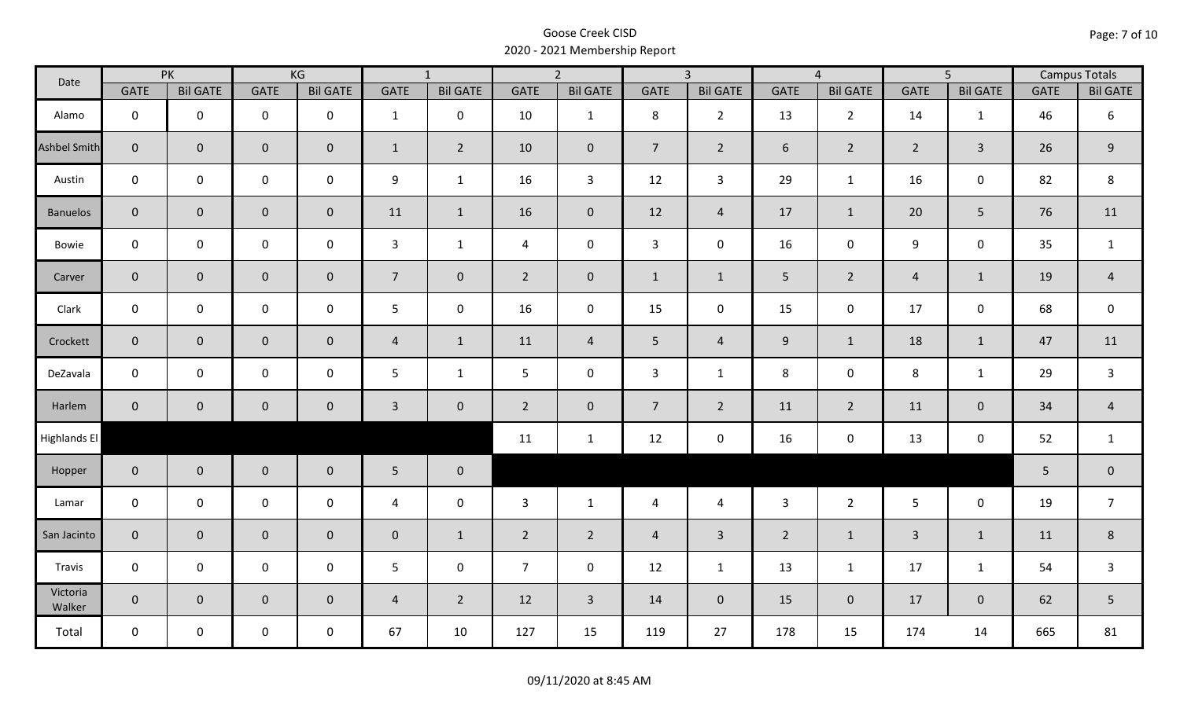Goose Creek CISD
2020 - 2021 Membership Report

| Date | PK | | KG | | 1 | | 2 | | 3 | | 4 | | 5 | | Campus Totals | |
|---|---|---|---|---|---|---|---|---|---|---|---|---|---|---|---|---|
| | GATE | Bil GATE | GATE | Bil GATE | GATE | Bil GATE | GATE | Bil GATE | GATE | Bil GATE | GATE | Bil GATE | GATE | Bil GATE | GATE | Bil GATE |
| Alamo | 0 | 0 | 0 | 0 | 1 | 0 | 10 | 1 | 8 | 2 | 13 | 2 | 14 | 1 | 46 | 6 |
| Ashbel Smith | 0 | 0 | 0 | 0 | 1 | 2 | 10 | 0 | 7 | 2 | 6 | 2 | 2 | 3 | 26 | 9 |
| Austin | 0 | 0 | 0 | 0 | 9 | 1 | 16 | 3 | 12 | 3 | 29 | 1 | 16 | 0 | 82 | 8 |
| Banuelos | 0 | 0 | 0 | 0 | 11 | 1 | 16 | 0 | 12 | 4 | 17 | 1 | 20 | 5 | 76 | 11 |
| Bowie | 0 | 0 | 0 | 0 | 3 | 1 | 4 | 0 | 3 | 0 | 16 | 0 | 9 | 0 | 35 | 1 |
| Carver | 0 | 0 | 0 | 0 | 7 | 0 | 2 | 0 | 1 | 1 | 5 | 2 | 4 | 1 | 19 | 4 |
| Clark | 0 | 0 | 0 | 0 | 5 | 0 | 16 | 0 | 15 | 0 | 15 | 0 | 17 | 0 | 68 | 0 |
| Crockett | 0 | 0 | 0 | 0 | 4 | 1 | 11 | 4 | 5 | 4 | 9 | 1 | 18 | 1 | 47 | 11 |
| DeZavala | 0 | 0 | 0 | 0 | 5 | 1 | 5 | 0 | 3 | 1 | 8 | 0 | 8 | 1 | 29 | 3 |
| Harlem | 0 | 0 | 0 | 0 | 3 | 0 | 2 | 0 | 7 | 2 | 11 | 2 | 11 | 0 | 34 | 4 |
| Highlands El | | | | | | | 11 | 1 | 12 | 0 | 16 | 0 | 13 | 0 | 52 | 1 |
| Hopper | 0 | 0 | 0 | 0 | 5 | 0 | | | | | | | | | 5 | 0 |
| Lamar | 0 | 0 | 0 | 0 | 4 | 0 | 3 | 1 | 4 | 4 | 3 | 2 | 5 | 0 | 19 | 7 |
| San Jacinto | 0 | 0 | 0 | 0 | 0 | 1 | 2 | 2 | 4 | 3 | 2 | 1 | 3 | 1 | 11 | 8 |
| Travis | 0 | 0 | 0 | 0 | 5 | 0 | 7 | 0 | 12 | 1 | 13 | 1 | 17 | 1 | 54 | 3 |
| Victoria Walker | 0 | 0 | 0 | 0 | 4 | 2 | 12 | 3 | 14 | 0 | 15 | 0 | 17 | 0 | 62 | 5 |
| Total | 0 | 0 | 0 | 0 | 67 | 10 | 127 | 15 | 119 | 27 | 178 | 15 | 174 | 14 | 665 | 81 |

09/11/2020 at 8:45 AM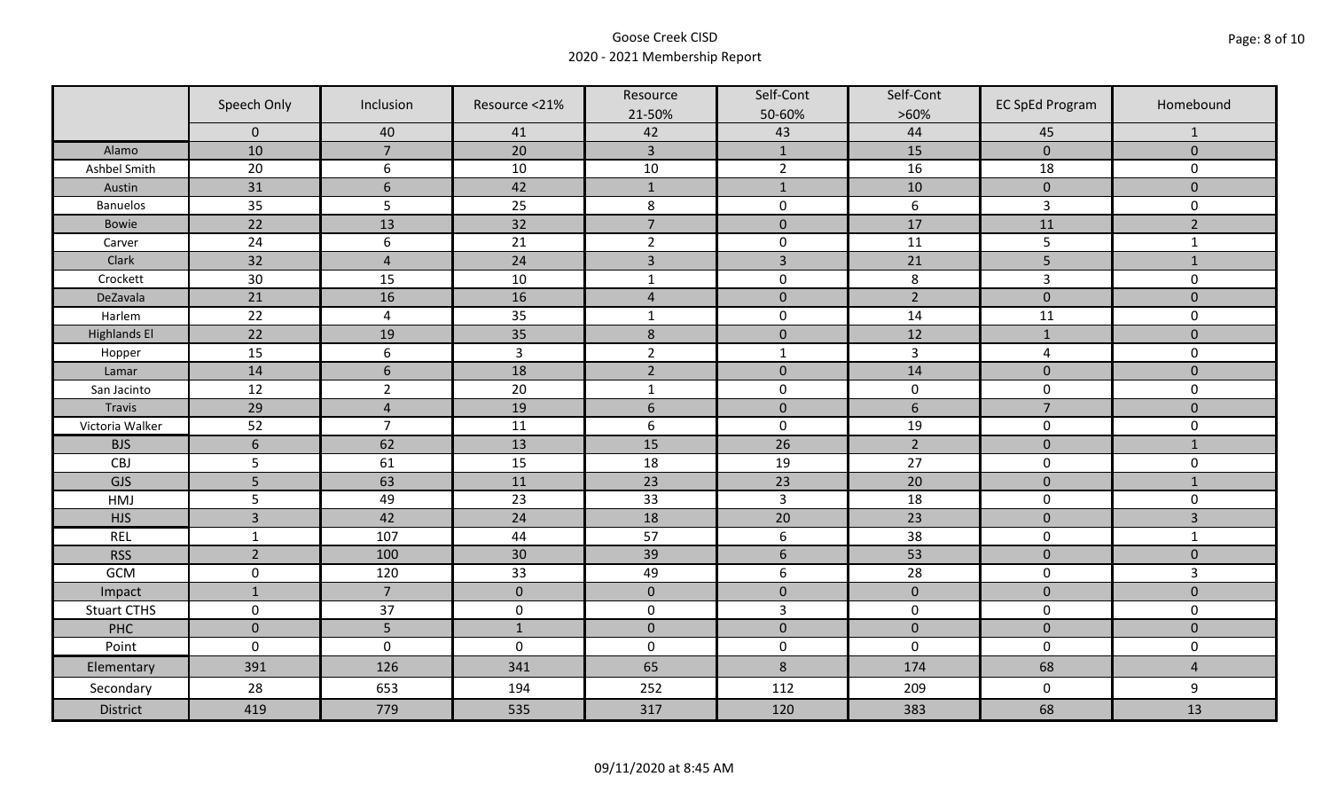# Goose Creek CISD
## 2020 - 2021 Membership Report

| | Speech Only | Inclusion | Resource <21% | Resource 21-50% | Self-Cont 50-60% | Self-Cont >60% | EC SpEd Program | Homebound |
|---|---|---|---|---|---|---|---|---|
| | 0 | 40 | 41 | 42 | 43 | 44 | 45 | 1 |
| Alamo | 10 | 7 | 20 | 3 | 1 | 15 | 0 | 0 |
| Ashbel Smith | 20 | 6 | 10 | 10 | 2 | 16 | 18 | 0 |
| Austin | 31 | 6 | 42 | 1 | 1 | 10 | 0 | 0 |
| Banuelos | 35 | 5 | 25 | 8 | 0 | 6 | 3 | 0 |
| Bowie | 22 | 13 | 32 | 7 | 0 | 17 | 11 | 2 |
| Carver | 24 | 6 | 21 | 2 | 0 | 11 | 5 | 1 |
| Clark | 32 | 4 | 24 | 3 | 3 | 21 | 5 | 1 |
| Crockett | 30 | 15 | 10 | 1 | 0 | 8 | 3 | 0 |
| DeZavala | 21 | 16 | 16 | 4 | 0 | 2 | 0 | 0 |
| Harlem | 22 | 4 | 35 | 1 | 0 | 14 | 11 | 0 |
| Highlands El | 22 | 19 | 35 | 8 | 0 | 12 | 1 | 0 |
| Hopper | 15 | 6 | 3 | 2 | 1 | 3 | 4 | 0 |
| Lamar | 14 | 6 | 18 | 2 | 0 | 14 | 0 | 0 |
| San Jacinto | 12 | 2 | 20 | 1 | 0 | 0 | 0 | 0 |
| Travis | 29 | 4 | 19 | 6 | 0 | 6 | 7 | 0 |
| Victoria Walker | 52 | 7 | 11 | 6 | 0 | 19 | 0 | 0 |
| BJS | 6 | 62 | 13 | 15 | 26 | 2 | 0 | 1 |
| CBJ | 5 | 61 | 15 | 18 | 19 | 27 | 0 | 0 |
| GJS | 5 | 63 | 11 | 23 | 23 | 20 | 0 | 1 |
| HMJ | 5 | 49 | 23 | 33 | 3 | 18 | 0 | 0 |
| HJS | 3 | 42 | 24 | 18 | 20 | 23 | 0 | 3 |
| REL | 1 | 107 | 44 | 57 | 6 | 38 | 0 | 1 |
| RSS | 2 | 100 | 30 | 39 | 6 | 53 | 0 | 0 |
| GCM | 0 | 120 | 33 | 49 | 6 | 28 | 0 | 3 |
| Impact | 1 | 7 | 0 | 0 | 0 | 0 | 0 | 0 |
| Stuart CTHS | 0 | 37 | 0 | 0 | 3 | 0 | 0 | 0 |
| PHC | 0 | 5 | 1 | 0 | 0 | 0 | 0 | 0 |
| Point | 0 | 0 | 0 | 0 | 0 | 0 | 0 | 0 |
| Elementary | 391 | 126 | 341 | 65 | 8 | 174 | 68 | 4 |
| Secondary | 28 | 653 | 194 | 252 | 112 | 209 | 0 | 9 |
| District | 419 | 779 | 535 | 317 | 120 | 383 | 68 | 13 |

09/11/2020 at 8:45 AM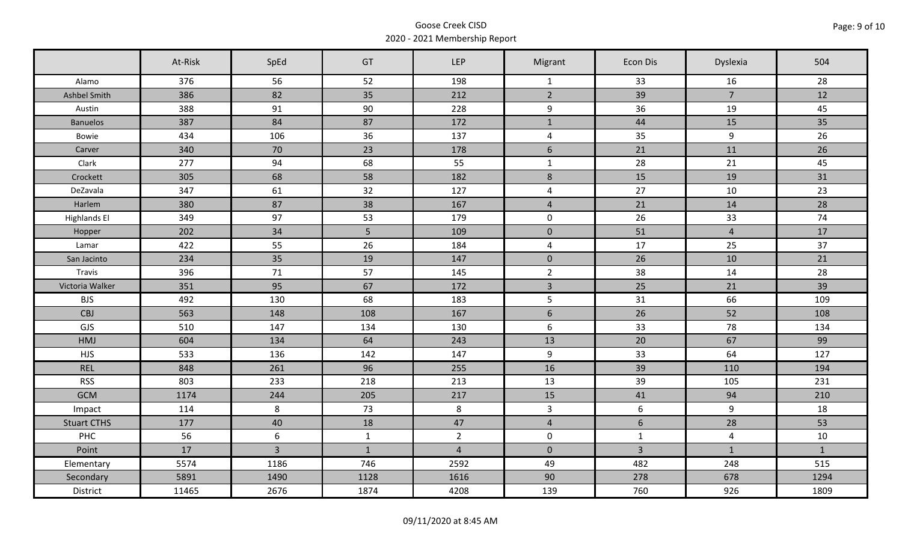Goose Creek CISD

2020 - 2021 Membership Report

| | At-Risk | SpEd | GT | LEP | Migrant | Econ Dis | Dyslexia | 504 |
|---|---|---|---|---|---|---|---|---|
| Alamo | 376 | 56 | 52 | 198 | 1 | 33 | 16 | 28 |
| Ashbel Smith | 386 | 82 | 35 | 212 | 2 | 39 | 7 | 12 |
| Austin | 388 | 91 | 90 | 228 | 9 | 36 | 19 | 45 |
| Banuelos | 387 | 84 | 87 | 172 | 1 | 44 | 15 | 35 |
| Bowie | 434 | 106 | 36 | 137 | 4 | 35 | 9 | 26 |
| Carver | 340 | 70 | 23 | 178 | 6 | 21 | 11 | 26 |
| Clark | 277 | 94 | 68 | 55 | 1 | 28 | 21 | 45 |
| Crockett | 305 | 68 | 58 | 182 | 8 | 15 | 19 | 31 |
| DeZavala | 347 | 61 | 32 | 127 | 4 | 27 | 10 | 23 |
| Harlem | 380 | 87 | 38 | 167 | 4 | 21 | 14 | 28 |
| Highlands El | 349 | 97 | 53 | 179 | 0 | 26 | 33 | 74 |
| Hopper | 202 | 34 | 5 | 109 | 0 | 51 | 4 | 17 |
| Lamar | 422 | 55 | 26 | 184 | 4 | 17 | 25 | 37 |
| San Jacinto | 234 | 35 | 19 | 147 | 0 | 26 | 10 | 21 |
| Travis | 396 | 71 | 57 | 145 | 2 | 38 | 14 | 28 |
| Victoria Walker | 351 | 95 | 67 | 172 | 3 | 25 | 21 | 39 |
| BJS | 492 | 130 | 68 | 183 | 5 | 31 | 66 | 109 |
| CBJ | 563 | 148 | 108 | 167 | 6 | 26 | 52 | 108 |
| GJS | 510 | 147 | 134 | 130 | 6 | 33 | 78 | 134 |
| HMJ | 604 | 134 | 64 | 243 | 13 | 20 | 67 | 99 |
| HJS | 533 | 136 | 142 | 147 | 9 | 33 | 64 | 127 |
| REL | 848 | 261 | 96 | 255 | 16 | 39 | 110 | 194 |
| RSS | 803 | 233 | 218 | 213 | 13 | 39 | 105 | 231 |
| GCM | 1174 | 244 | 205 | 217 | 15 | 41 | 94 | 210 |
| Impact | 114 | 8 | 73 | 8 | 3 | 6 | 9 | 18 |
| Stuart CTHS | 177 | 40 | 18 | 47 | 4 | 6 | 28 | 53 |
| PHC | 56 | 6 | 1 | 2 | 0 | 1 | 4 | 10 |
| Point | 17 | 3 | 1 | 4 | 0 | 3 | 1 | 1 |
| Elementary | 5574 | 1186 | 746 | 2592 | 49 | 482 | 248 | 515 |
| Secondary | 5891 | 1490 | 1128 | 1616 | 90 | 278 | 678 | 1294 |
| District | 11465 | 2676 | 1874 | 4208 | 139 | 760 | 926 | 1809 |

09/11/2020 at 8:45 AM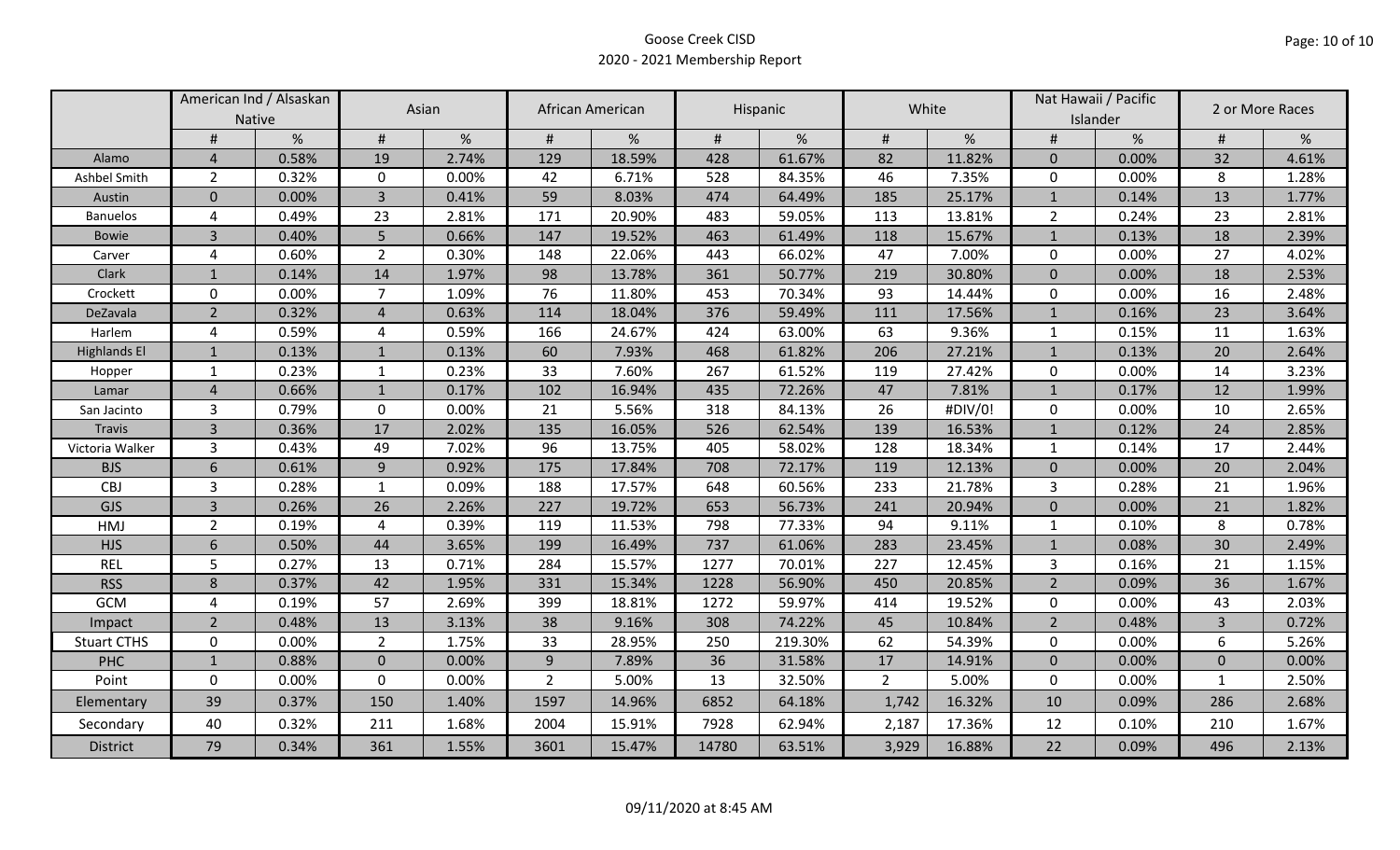Goose Creek CISD

2020 - 2021 Membership Report

| | American Ind / Alsaskan Native | | Asian | | African American | | Hispanic | | White | | Nat Hawaii / Pacific Islander | | 2 or More Races | |
|---|---|---|---|---|---|---|---|---|---|---|---|---|---|---|
| | # | % | # | % | # | % | # | % | # | % | # | % | # | % |
| Alamo | 4 | 0.58% | 19 | 2.74% | 129 | 18.59% | 428 | 61.67% | 82 | 11.82% | 0 | 0.00% | 32 | 4.61% |
| Ashbel Smith | 2 | 0.32% | 0 | 0.00% | 42 | 6.71% | 528 | 84.35% | 46 | 7.35% | 0 | 0.00% | 8 | 1.28% |
| Austin | 0 | 0.00% | 3 | 0.41% | 59 | 8.03% | 474 | 64.49% | 185 | 25.17% | 1 | 0.14% | 13 | 1.77% |
| Banuelos | 4 | 0.49% | 23 | 2.81% | 171 | 20.90% | 483 | 59.05% | 113 | 13.81% | 2 | 0.24% | 23 | 2.81% |
| Bowie | 3 | 0.40% | 5 | 0.66% | 147 | 19.52% | 463 | 61.49% | 118 | 15.67% | 1 | 0.13% | 18 | 2.39% |
| Carver | 4 | 0.60% | 2 | 0.30% | 148 | 22.06% | 443 | 66.02% | 47 | 7.00% | 0 | 0.00% | 27 | 4.02% |
| Clark | 1 | 0.14% | 14 | 1.97% | 98 | 13.78% | 361 | 50.77% | 219 | 30.80% | 0 | 0.00% | 18 | 2.53% |
| Crockett | 0 | 0.00% | 7 | 1.09% | 76 | 11.80% | 453 | 70.34% | 93 | 14.44% | 0 | 0.00% | 16 | 2.48% |
| DeZavala | 2 | 0.32% | 4 | 0.63% | 114 | 18.04% | 376 | 59.49% | 111 | 17.56% | 1 | 0.16% | 23 | 3.64% |
| Harlem | 4 | 0.59% | 4 | 0.59% | 166 | 24.67% | 424 | 63.00% | 63 | 9.36% | 1 | 0.15% | 11 | 1.63% |
| Highlands El | 1 | 0.13% | 1 | 0.13% | 60 | 7.93% | 468 | 61.82% | 206 | 27.21% | 1 | 0.13% | 20 | 2.64% |
| Hopper | 1 | 0.23% | 1 | 0.23% | 33 | 7.60% | 267 | 61.52% | 119 | 27.42% | 0 | 0.00% | 14 | 3.23% |
| Lamar | 4 | 0.66% | 1 | 0.17% | 102 | 16.94% | 435 | 72.26% | 47 | 7.81% | 1 | 0.17% | 12 | 1.99% |
| San Jacinto | 3 | 0.79% | 0 | 0.00% | 21 | 5.56% | 318 | 84.13% | 26 | #DIV/0! | 0 | 0.00% | 10 | 2.65% |
| Travis | 3 | 0.36% | 17 | 2.02% | 135 | 16.05% | 526 | 62.54% | 139 | 16.53% | 1 | 0.12% | 24 | 2.85% |
| Victoria Walker | 3 | 0.43% | 49 | 7.02% | 96 | 13.75% | 405 | 58.02% | 128 | 18.34% | 1 | 0.14% | 17 | 2.44% |
| BJS | 6 | 0.61% | 9 | 0.92% | 175 | 17.84% | 708 | 72.17% | 119 | 12.13% | 0 | 0.00% | 20 | 2.04% |
| CBJ | 3 | 0.28% | 1 | 0.09% | 188 | 17.57% | 648 | 60.56% | 233 | 21.78% | 3 | 0.28% | 21 | 1.96% |
| GJS | 3 | 0.26% | 26 | 2.26% | 227 | 19.72% | 653 | 56.73% | 241 | 20.94% | 0 | 0.00% | 21 | 1.82% |
| HMJ | 2 | 0.19% | 4 | 0.39% | 119 | 11.53% | 798 | 77.33% | 94 | 9.11% | 1 | 0.10% | 8 | 0.78% |
| HJS | 6 | 0.50% | 44 | 3.65% | 199 | 16.49% | 737 | 61.06% | 283 | 23.45% | 1 | 0.08% | 30 | 2.49% |
| REL | 5 | 0.27% | 13 | 0.71% | 284 | 15.57% | 1277 | 70.01% | 227 | 12.45% | 3 | 0.16% | 21 | 1.15% |
| RSS | 8 | 0.37% | 42 | 1.95% | 331 | 15.34% | 1228 | 56.90% | 450 | 20.85% | 2 | 0.09% | 36 | 1.67% |
| GCM | 4 | 0.19% | 57 | 2.69% | 399 | 18.81% | 1272 | 59.97% | 414 | 19.52% | 0 | 0.00% | 43 | 2.03% |
| Impact | 2 | 0.48% | 13 | 3.13% | 38 | 9.16% | 308 | 74.22% | 45 | 10.84% | 2 | 0.48% | 3 | 0.72% |
| Stuart CTHS | 0 | 0.00% | 2 | 1.75% | 33 | 28.95% | 250 | 219.30% | 62 | 54.39% | 0 | 0.00% | 6 | 5.26% |
| PHC | 1 | 0.88% | 0 | 0.00% | 9 | 7.89% | 36 | 31.58% | 17 | 14.91% | 0 | 0.00% | 0 | 0.00% |
| Point | 0 | 0.00% | 0 | 0.00% | 2 | 5.00% | 13 | 32.50% | 2 | 5.00% | 0 | 0.00% | 1 | 2.50% |
| Elementary | 39 | 0.37% | 150 | 1.40% | 1597 | 14.96% | 6852 | 64.18% | 1,742 | 16.32% | 10 | 0.09% | 286 | 2.68% |
| Secondary | 40 | 0.32% | 211 | 1.68% | 2004 | 15.91% | 7928 | 62.94% | 2,187 | 17.36% | 12 | 0.10% | 210 | 1.67% |
| District | 79 | 0.34% | 361 | 1.55% | 3601 | 15.47% | 14780 | 63.51% | 3,929 | 16.88% | 22 | 0.09% | 496 | 2.13% |

09/11/2020 at 8:45 AM